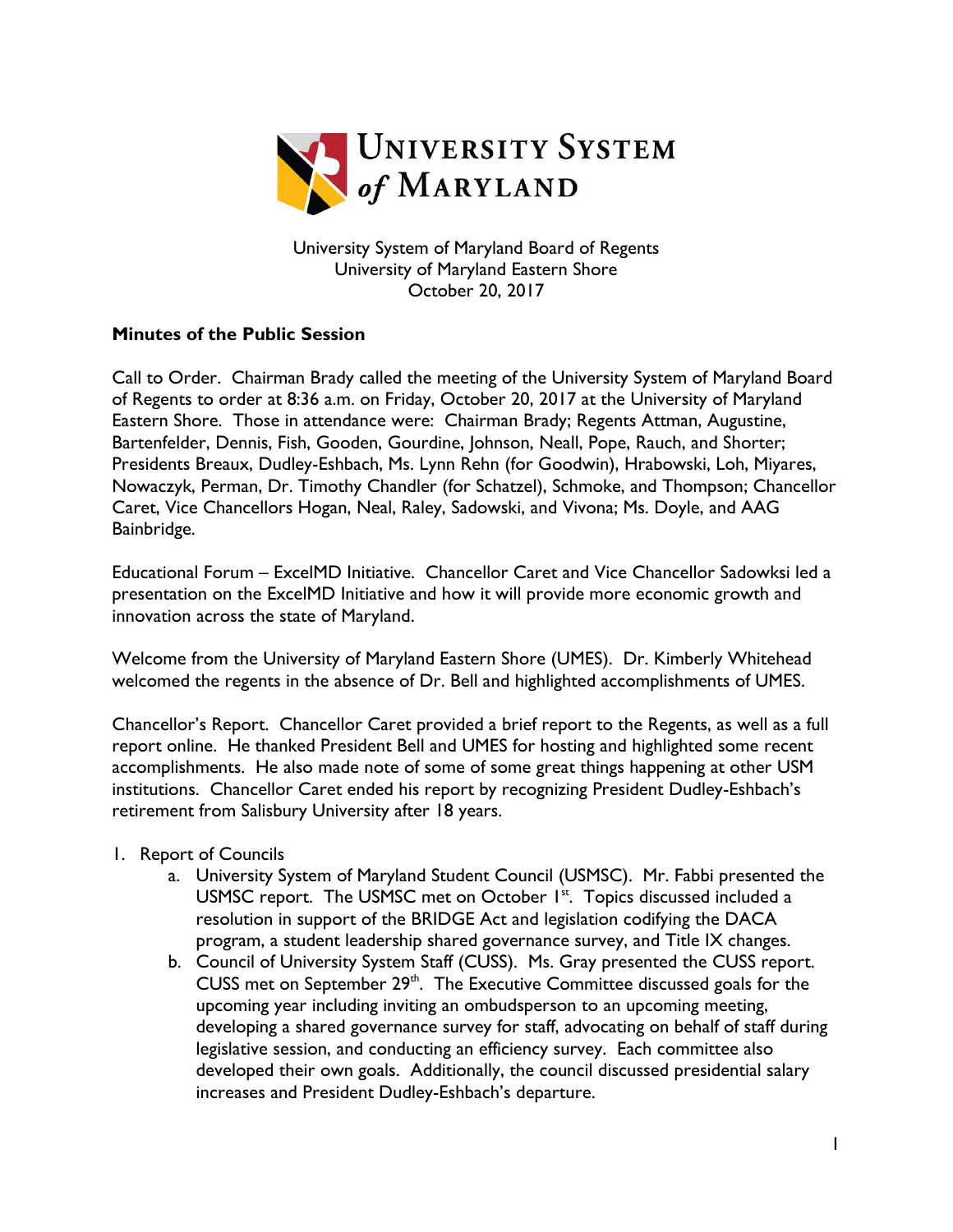University System of Maryland Board of Regents
University of Maryland Eastern Shore
October 20, 2017

**Minutes of the Public Session**

Call to Order. Chairman Brady called the meeting of the University System of Maryland Board of Regents to order at 8:36 a.m. on Friday, October 20, 2017 at the University of Maryland Eastern Shore. Those in attendance were: Chairman Brady; Regents Attman, Augustine, Bartenfelder, Dennis, Fish, Gooden, Gourdine, Johnson, Neall, Pope, Rauch, and Shorter; Presidents Breaux, Dudley-Eshbach, Ms. Lynn Rehn (for Goodwin), Hrabowski, Loh, Miyares, Nowaczyk, Perman, Dr. Timothy Chandler (for Schatzel), Schmoke, and Thompson; Chancellor Caret, Vice Chancellors Hogan, Neal, Raley, Sadowski, and Vivona; Ms. Doyle, and AAG Bainbridge.

Educational Forum – ExcelMD Initiative. Chancellor Caret and Vice Chancellor Sadowksi led a presentation on the ExcelMD Initiative and how it will provide more economic growth and innovation across the state of Maryland.

Welcome from the University of Maryland Eastern Shore (UMES). Dr. Kimberly Whitehead welcomed the regents in the absence of Dr. Bell and highlighted accomplishments of UMES.

Chancellor's Report. Chancellor Caret provided a brief report to the Regents, as well as a full report online. He thanked President Bell and UMES for hosting and highlighted some recent accomplishments. He also made note of some of some great things happening at other USM institutions. Chancellor Caret ended his report by recognizing President Dudley-Eshbach's retirement from Salisbury University after 18 years.

1. Report of Councils
   a. University System of Maryland Student Council (USMSC). Mr. Fabbi presented the USMSC report. The USMSC met on October 1st. Topics discussed included a resolution in support of the BRIDGE Act and legislation codifying the DACA program, a student leadership shared governance survey, and Title IX changes.
   b. Council of University System Staff (CUSS). Ms. Gray presented the CUSS report. CUSS met on September 29th. The Executive Committee discussed goals for the upcoming year including inviting an ombudsperson to an upcoming meeting, developing a shared governance survey for staff, advocating on behalf of staff during legislative session, and conducting an efficiency survey. Each committee also developed their own goals. Additionally, the council discussed presidential salary increases and President Dudley-Eshbach's departure.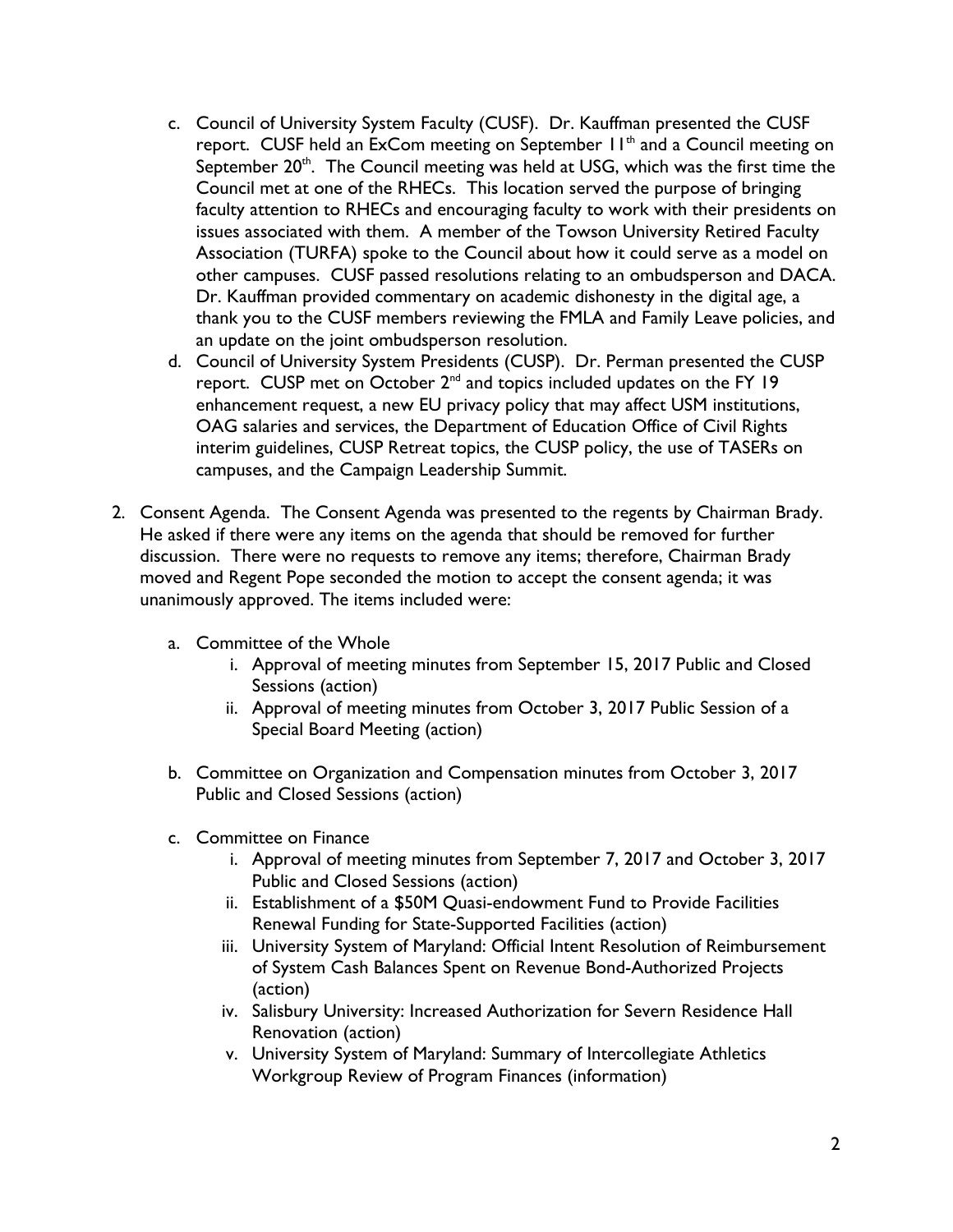c. Council of University System Faculty (CUSF). Dr. Kauffman presented the CUSF report. CUSF held an ExCom meeting on September 11th and a Council meeting on September 20th. The Council meeting was held at USG, which was the first time the Council met at one of the RHECs. This location served the purpose of bringing faculty attention to RHECs and encouraging faculty to work with their presidents on issues associated with them. A member of the Towson University Retired Faculty Association (TURFA) spoke to the Council about how it could serve as a model on other campuses. CUSF passed resolutions relating to an ombudsperson and DACA. Dr. Kauffman provided commentary on academic dishonesty in the digital age, a thank you to the CUSF members reviewing the FMLA and Family Leave policies, and an update on the joint ombudsperson resolution.

d. Council of University System Presidents (CUSP). Dr. Perman presented the CUSP report. CUSP met on October 2nd and topics included updates on the FY 19 enhancement request, a new EU privacy policy that may affect USM institutions, OAG salaries and services, the Department of Education Office of Civil Rights interim guidelines, CUSP Retreat topics, the CUSP policy, the use of TASERs on campuses, and the Campaign Leadership Summit.

2. Consent Agenda. The Consent Agenda was presented to the regents by Chairman Brady. He asked if there were any items on the agenda that should be removed for further discussion. There were no requests to remove any items; therefore, Chairman Brady moved and Regent Pope seconded the motion to accept the consent agenda; it was unanimously approved. The items included were:

   a. Committee of the Whole
      i. Approval of meeting minutes from September 15, 2017 Public and Closed Sessions (action)
      ii. Approval of meeting minutes from October 3, 2017 Public Session of a Special Board Meeting (action)

   b. Committee on Organization and Compensation minutes from October 3, 2017 Public and Closed Sessions (action)

   c. Committee on Finance
      i. Approval of meeting minutes from September 7, 2017 and October 3, 2017 Public and Closed Sessions (action)
      ii. Establishment of a $50M Quasi-endowment Fund to Provide Facilities Renewal Funding for State-Supported Facilities (action)
      iii. University System of Maryland: Official Intent Resolution of Reimbursement of System Cash Balances Spent on Revenue Bond-Authorized Projects (action)
      iv. Salisbury University: Increased Authorization for Severn Residence Hall Renovation (action)
      v. University System of Maryland: Summary of Intercollegiate Athletics Workgroup Review of Program Finances (information)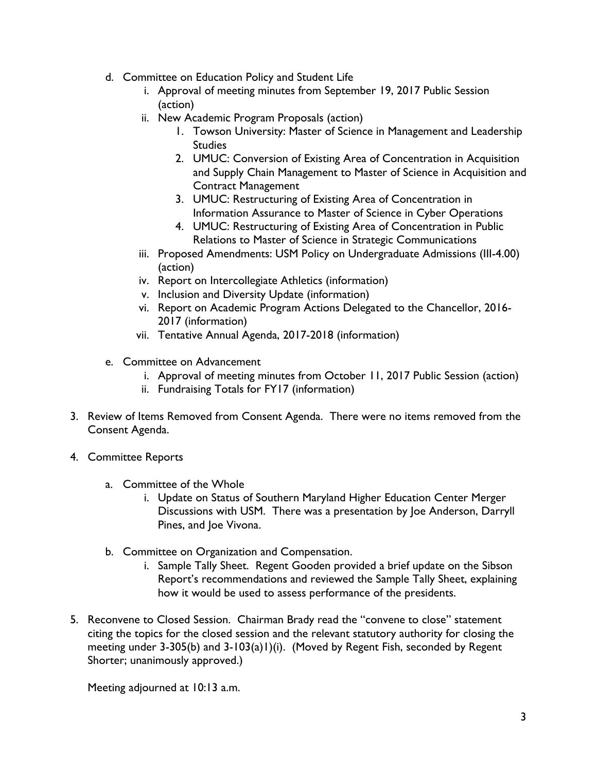d. Committee on Education Policy and Student Life
   i. Approval of meeting minutes from September 19, 2017 Public Session (action)
   ii. New Academic Program Proposals (action)
      1. Towson University: Master of Science in Management and Leadership Studies
      2. UMUC: Conversion of Existing Area of Concentration in Acquisition and Supply Chain Management to Master of Science in Acquisition and Contract Management
      3. UMUC: Restructuring of Existing Area of Concentration in Information Assurance to Master of Science in Cyber Operations
      4. UMUC: Restructuring of Existing Area of Concentration in Public Relations to Master of Science in Strategic Communications
   iii. Proposed Amendments: USM Policy on Undergraduate Admissions (III-4.00) (action)
   iv. Report on Intercollegiate Athletics (information)
   v. Inclusion and Diversity Update (information)
   vi. Report on Academic Program Actions Delegated to the Chancellor, 2016-2017 (information)
   vii. Tentative Annual Agenda, 2017-2018 (information)

e. Committee on Advancement
   i. Approval of meeting minutes from October 11, 2017 Public Session (action)
   ii. Fundraising Totals for FY17 (information)

3. Review of Items Removed from Consent Agenda. There were no items removed from the Consent Agenda.

4. Committee Reports

   a. Committee of the Whole
      i. Update on Status of Southern Maryland Higher Education Center Merger Discussions with USM. There was a presentation by Joe Anderson, Darryll Pines, and Joe Vivona.

   b. Committee on Organization and Compensation.
      i. Sample Tally Sheet. Regent Gooden provided a brief update on the Sibson Report's recommendations and reviewed the Sample Tally Sheet, explaining how it would be used to assess performance of the presidents.

5. Reconvene to Closed Session. Chairman Brady read the "convene to close" statement citing the topics for the closed session and the relevant statutory authority for closing the meeting under 3-305(b) and 3-103(a)1)(i). (Moved by Regent Fish, seconded by Regent Shorter; unanimously approved.)

   Meeting adjourned at 10:13 a.m.